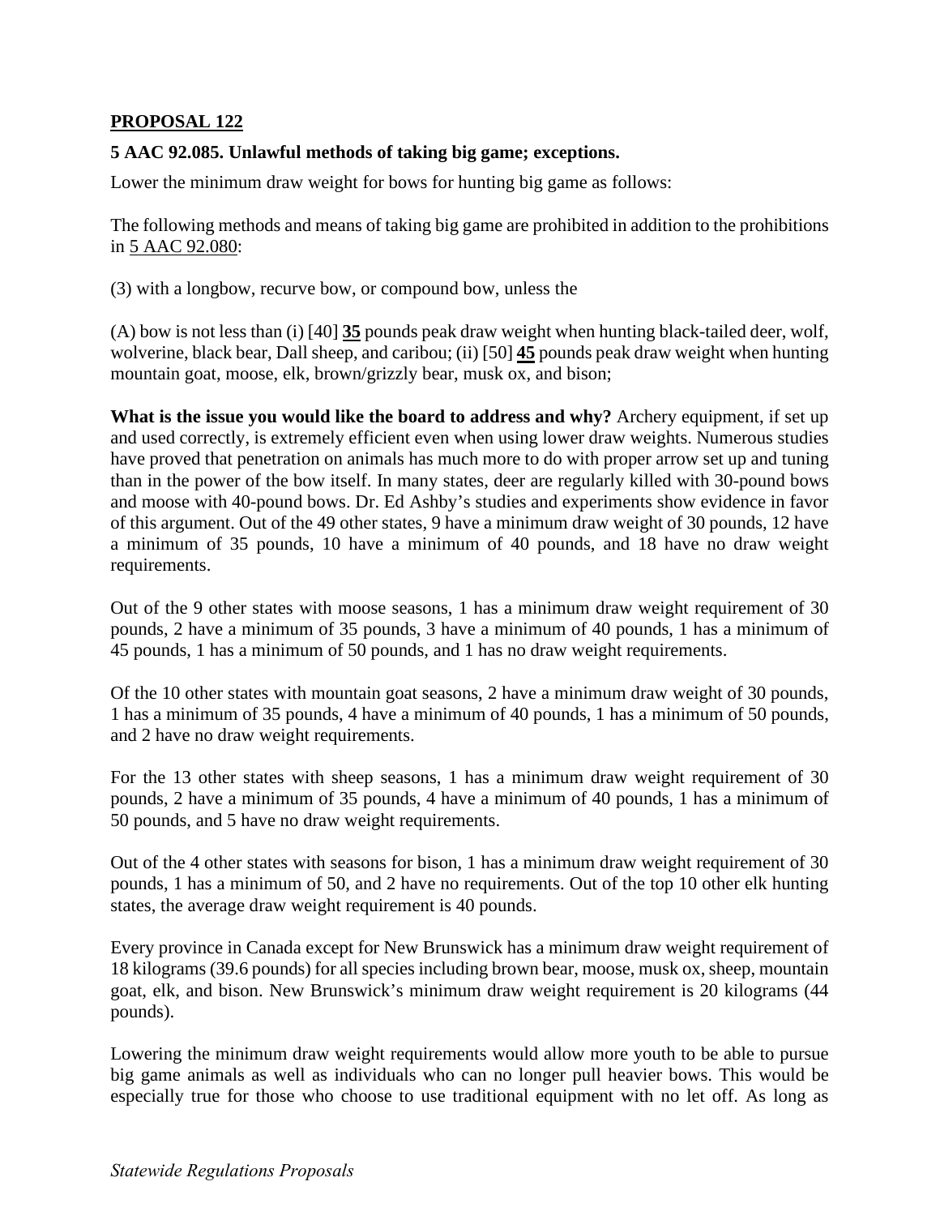**PROPOSAL 122**

**5 AAC 92.085. Unlawful methods of taking big game; exceptions.**

Lower the minimum draw weight for bows for hunting big game as follows:

The following methods and means of taking big game are prohibited in addition to the prohibitions in 5 AAC 92.080:

(3) with a longbow, recurve bow, or compound bow, unless the

(A) bow is not less than (i) [40] **35** pounds peak draw weight when hunting black-tailed deer, wolf, wolverine, black bear, Dall sheep, and caribou; (ii) [50] **45** pounds peak draw weight when hunting mountain goat, moose, elk, brown/grizzly bear, musk ox, and bison;

**What is the issue you would like the board to address and why?** Archery equipment, if set up and used correctly, is extremely efficient even when using lower draw weights. Numerous studies have proved that penetration on animals has much more to do with proper arrow set up and tuning than in the power of the bow itself. In many states, deer are regularly killed with 30-pound bows and moose with 40-pound bows. Dr. Ed Ashby's studies and experiments show evidence in favor of this argument. Out of the 49 other states, 9 have a minimum draw weight of 30 pounds, 12 have a minimum of 35 pounds, 10 have a minimum of 40 pounds, and 18 have no draw weight requirements.

Out of the 9 other states with moose seasons, 1 has a minimum draw weight requirement of 30 pounds, 2 have a minimum of 35 pounds, 3 have a minimum of 40 pounds, 1 has a minimum of 45 pounds, 1 has a minimum of 50 pounds, and 1 has no draw weight requirements.

Of the 10 other states with mountain goat seasons, 2 have a minimum draw weight of 30 pounds, 1 has a minimum of 35 pounds, 4 have a minimum of 40 pounds, 1 has a minimum of 50 pounds, and 2 have no draw weight requirements.

For the 13 other states with sheep seasons, 1 has a minimum draw weight requirement of 30 pounds, 2 have a minimum of 35 pounds, 4 have a minimum of 40 pounds, 1 has a minimum of 50 pounds, and 5 have no draw weight requirements.

Out of the 4 other states with seasons for bison, 1 has a minimum draw weight requirement of 30 pounds, 1 has a minimum of 50, and 2 have no requirements. Out of the top 10 other elk hunting states, the average draw weight requirement is 40 pounds.

Every province in Canada except for New Brunswick has a minimum draw weight requirement of 18 kilograms (39.6 pounds) for all species including brown bear, moose, musk ox, sheep, mountain goat, elk, and bison. New Brunswick's minimum draw weight requirement is 20 kilograms (44 pounds).

Lowering the minimum draw weight requirements would allow more youth to be able to pursue big game animals as well as individuals who can no longer pull heavier bows. This would be especially true for those who choose to use traditional equipment with no let off. As long as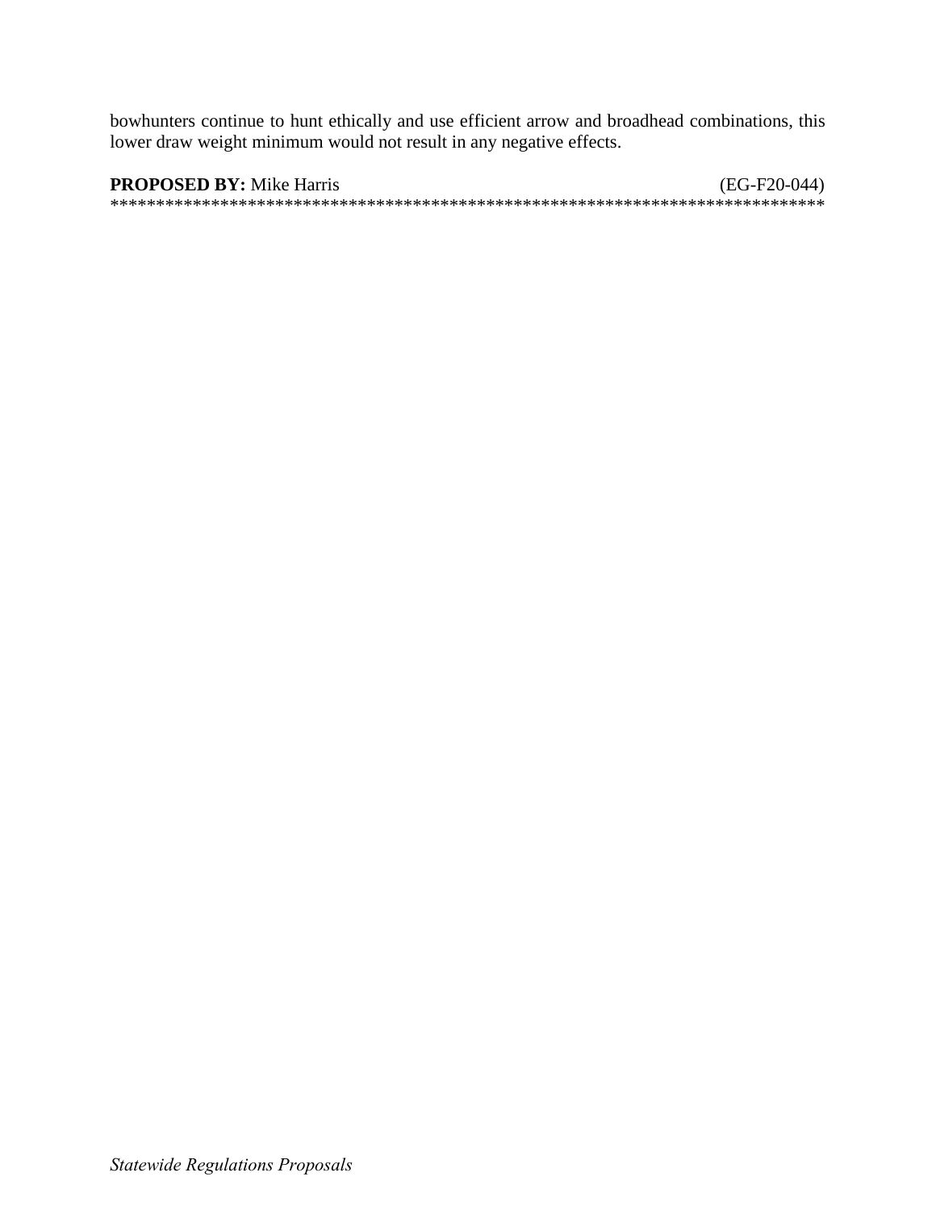bowhunters continue to hunt ethically and use efficient arrow and broadhead combinations, this lower draw weight minimum would not result in any negative effects.

**PROPOSED BY:** Mike Harris (EG-F20-044)

*******************************************************************************